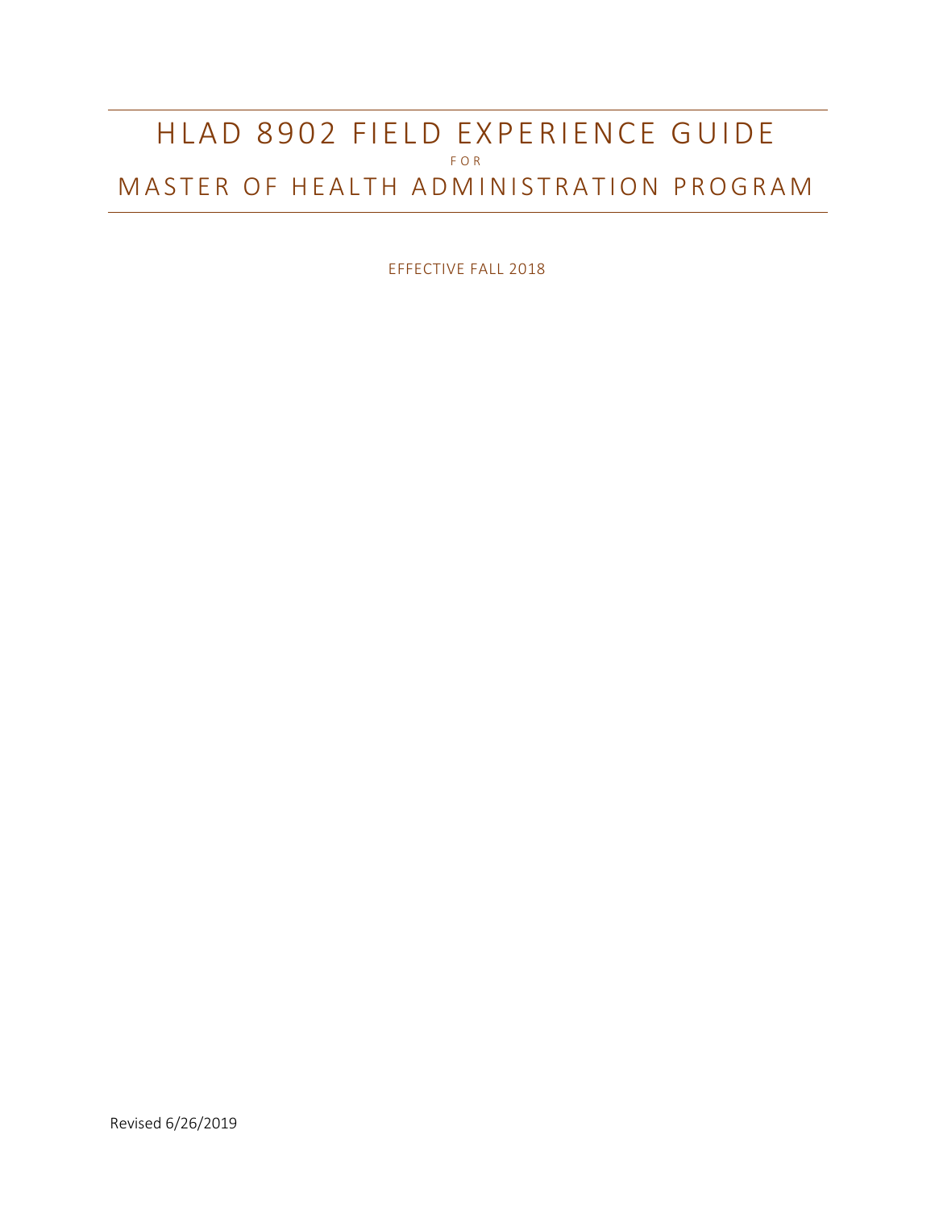# HLAD 8902 FIELD EXPERIENCE GUIDE

FOR

# MASTER OF HEALTH ADMINISTRATION PROGRAM

EFFECTIVE FALL 2018

Revised 6/26/2019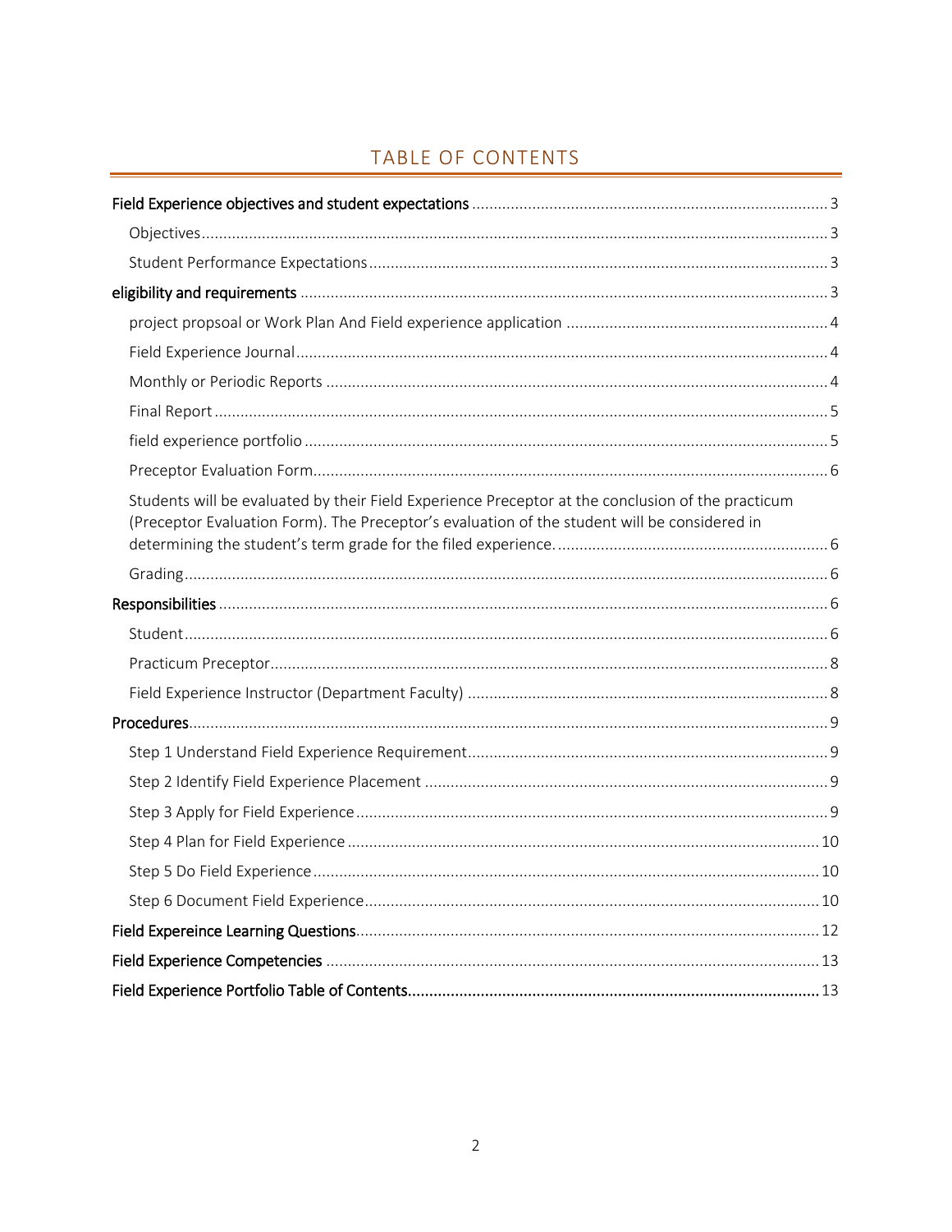# TABLE OF CONTENTS

Field Experience objectives and student expectations ........ 3

- Objectives ........ 3
- Student Performance Expectations ........ 3

eligibility and requirements ........ 3

- project propsoal or Work Plan And Field experience application ........ 4
- Field Experience Journal ........ 4
- Monthly or Periodic Reports ........ 4
- Final Report ........ 5
- field experience portfolio ........ 5
- Preceptor Evaluation Form ........ 6
- Students will be evaluated by their Field Experience Preceptor at the conclusion of the practicum (Preceptor Evaluation Form). The Preceptor's evaluation of the student will be considered in determining the student's term grade for the filed experience. ........ 6
- Grading ........ 6

Responsibilities ........ 6

- Student ........ 6
- Practicum Preceptor ........ 8
- Field Experience Instructor (Department Faculty) ........ 8

Procedures ........ 9

- Step 1 Understand Field Experience Requirement ........ 9
- Step 2 Identify Field Experience Placement ........ 9
- Step 3 Apply for Field Experience ........ 9
- Step 4 Plan for Field Experience ........ 10
- Step 5 Do Field Experience ........ 10
- Step 6 Document Field Experience ........ 10

Field Expereince Learning Questions ........ 12

Field Experience Competencies ........ 13

**Field Experience Portfolio Table of Contents ........ 13**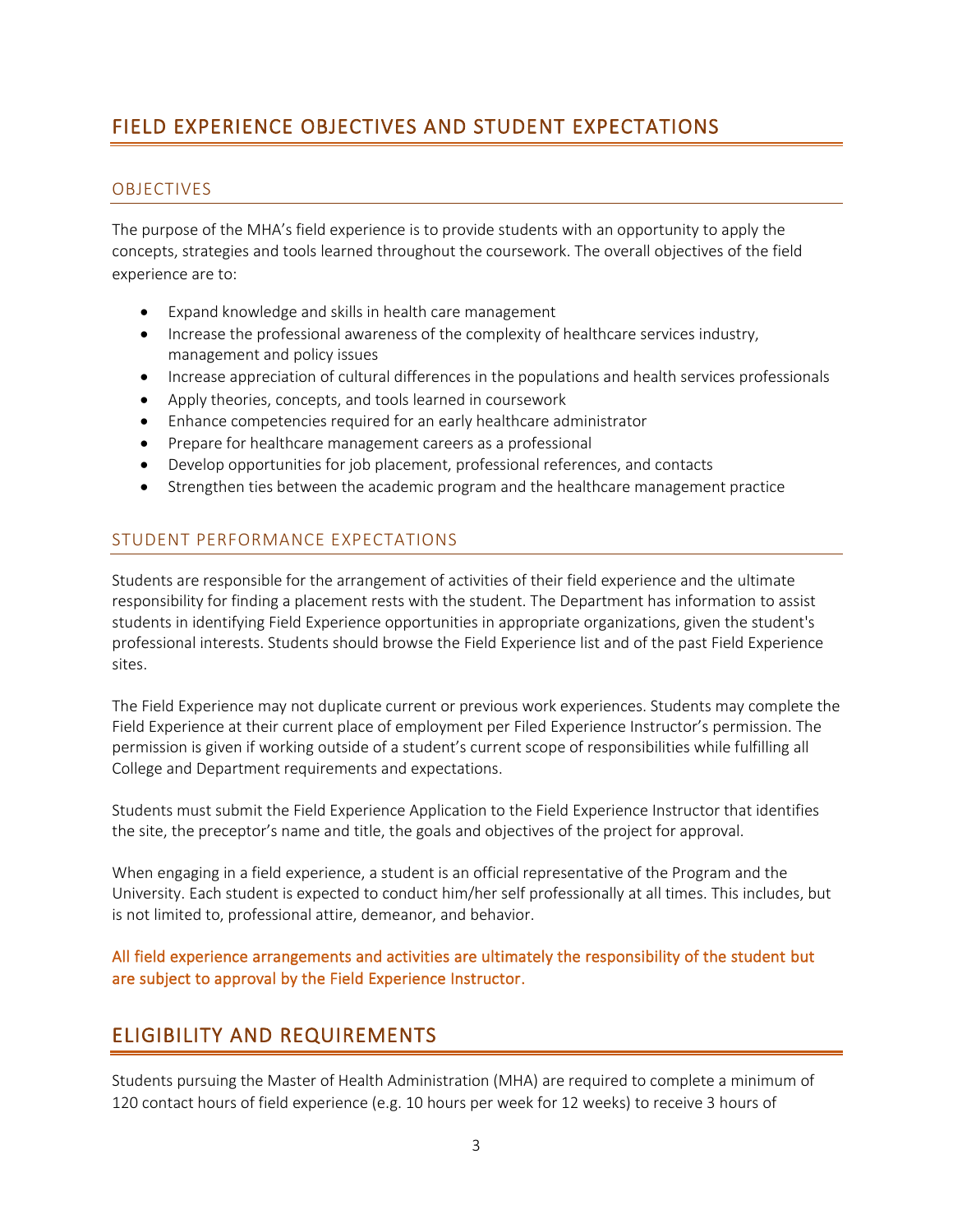# FIELD EXPERIENCE OBJECTIVES AND STUDENT EXPECTATIONS

## OBJECTIVES

The purpose of the MHA's field experience is to provide students with an opportunity to apply the concepts, strategies and tools learned throughout the coursework. The overall objectives of the field experience are to:

- Expand knowledge and skills in health care management
- Increase the professional awareness of the complexity of healthcare services industry, management and policy issues
- Increase appreciation of cultural differences in the populations and health services professionals
- Apply theories, concepts, and tools learned in coursework
- Enhance competencies required for an early healthcare administrator
- Prepare for healthcare management careers as a professional
- Develop opportunities for job placement, professional references, and contacts
- Strengthen ties between the academic program and the healthcare management practice

## STUDENT PERFORMANCE EXPECTATIONS

Students are responsible for the arrangement of activities of their field experience and the ultimate responsibility for finding a placement rests with the student. The Department has information to assist students in identifying Field Experience opportunities in appropriate organizations, given the student's professional interests. Students should browse the Field Experience list and of the past Field Experience sites.

The Field Experience may not duplicate current or previous work experiences. Students may complete the Field Experience at their current place of employment per Filed Experience Instructor's permission. The permission is given if working outside of a student's current scope of responsibilities while fulfilling all College and Department requirements and expectations.

Students must submit the Field Experience Application to the Field Experience Instructor that identifies the site, the preceptor's name and title, the goals and objectives of the project for approval.

When engaging in a field experience, a student is an official representative of the Program and the University. Each student is expected to conduct him/her self professionally at all times. This includes, but is not limited to, professional attire, demeanor, and behavior.

All field experience arrangements and activities are ultimately the responsibility of the student but are subject to approval by the Field Experience Instructor.

# ELIGIBILITY AND REQUIREMENTS

Students pursuing the Master of Health Administration (MHA) are required to complete a minimum of 120 contact hours of field experience (e.g. 10 hours per week for 12 weeks) to receive 3 hours of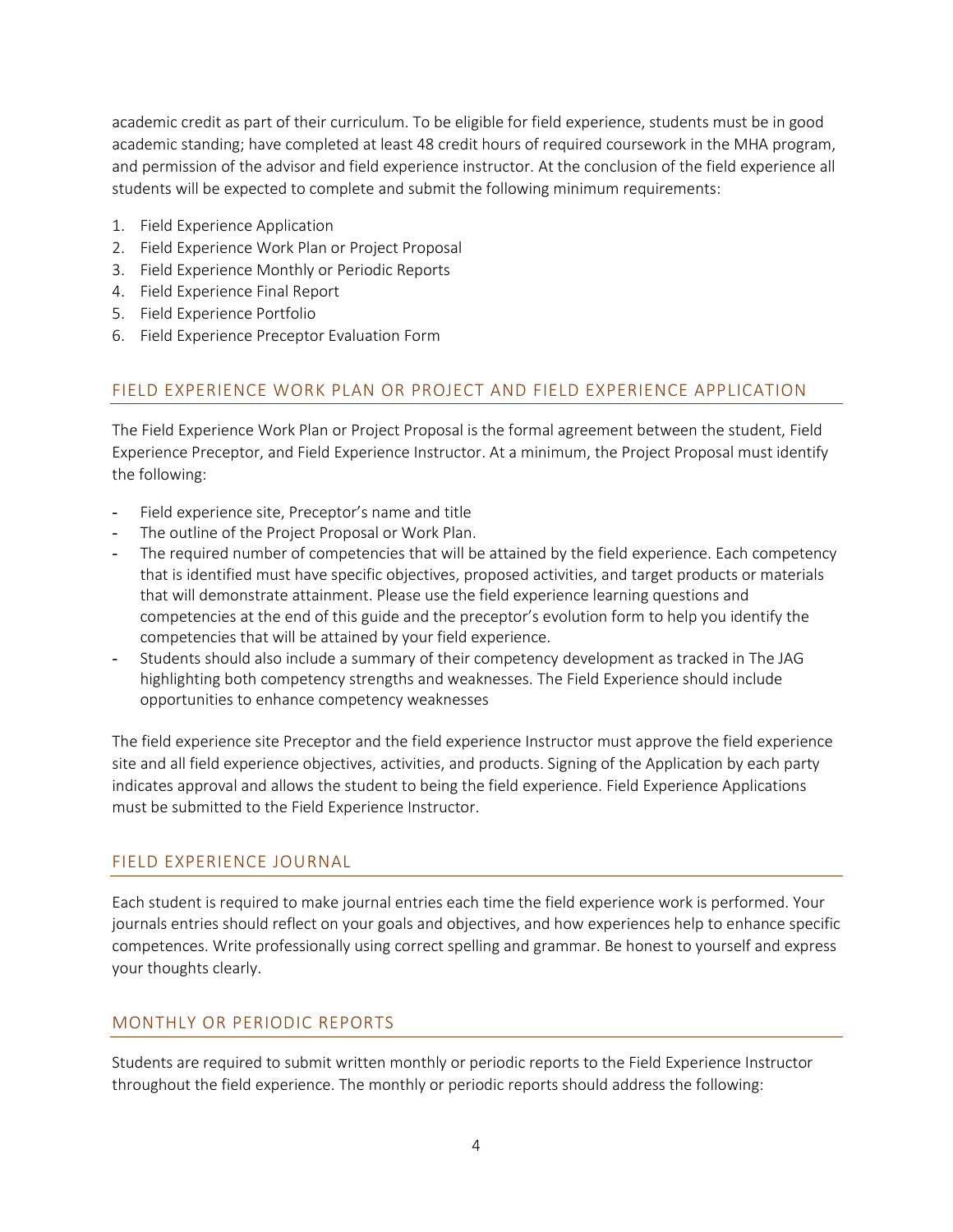academic credit as part of their curriculum. To be eligible for field experience, students must be in good academic standing; have completed at least 48 credit hours of required coursework in the MHA program, and permission of the advisor and field experience instructor. At the conclusion of the field experience all students will be expected to complete and submit the following minimum requirements:

1. Field Experience Application
2. Field Experience Work Plan or Project Proposal
3. Field Experience Monthly or Periodic Reports
4. Field Experience Final Report
5. Field Experience Portfolio
6. Field Experience Preceptor Evaluation Form

## FIELD EXPERIENCE WORK PLAN OR PROJECT AND FIELD EXPERIENCE APPLICATION

The Field Experience Work Plan or Project Proposal is the formal agreement between the student, Field Experience Preceptor, and Field Experience Instructor. At a minimum, the Project Proposal must identify the following:

- Field experience site, Preceptor's name and title
- The outline of the Project Proposal or Work Plan.
- The required number of competencies that will be attained by the field experience. Each competency that is identified must have specific objectives, proposed activities, and target products or materials that will demonstrate attainment. Please use the field experience learning questions and competencies at the end of this guide and the preceptor's evolution form to help you identify the competencies that will be attained by your field experience.
- Students should also include a summary of their competency development as tracked in The JAG highlighting both competency strengths and weaknesses. The Field Experience should include opportunities to enhance competency weaknesses

The field experience site Preceptor and the field experience Instructor must approve the field experience site and all field experience objectives, activities, and products. Signing of the Application by each party indicates approval and allows the student to being the field experience. Field Experience Applications must be submitted to the Field Experience Instructor.

## FIELD EXPERIENCE JOURNAL

Each student is required to make journal entries each time the field experience work is performed. Your journals entries should reflect on your goals and objectives, and how experiences help to enhance specific competences. Write professionally using correct spelling and grammar. Be honest to yourself and express your thoughts clearly.

## MONTHLY OR PERIODIC REPORTS

Students are required to submit written monthly or periodic reports to the Field Experience Instructor throughout the field experience. The monthly or periodic reports should address the following: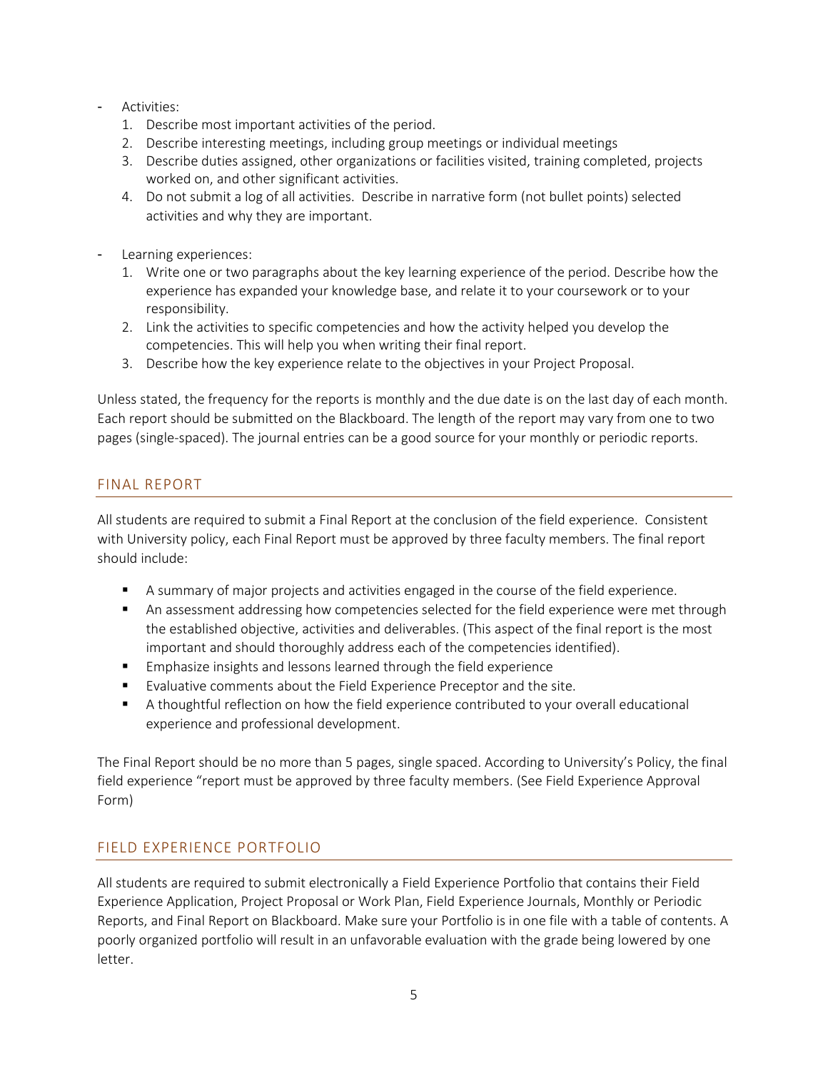- Activities:
  1. Describe most important activities of the period.
  2. Describe interesting meetings, including group meetings or individual meetings
  3. Describe duties assigned, other organizations or facilities visited, training completed, projects worked on, and other significant activities.
  4. Do not submit a log of all activities. Describe in narrative form (not bullet points) selected activities and why they are important.

- Learning experiences:
  1. Write one or two paragraphs about the key learning experience of the period. Describe how the experience has expanded your knowledge base, and relate it to your coursework or to your responsibility.
  2. Link the activities to specific competencies and how the activity helped you develop the competencies. This will help you when writing their final report.
  3. Describe how the key experience relate to the objectives in your Project Proposal.

Unless stated, the frequency for the reports is monthly and the due date is on the last day of each month. Each report should be submitted on the Blackboard. The length of the report may vary from one to two pages (single-spaced). The journal entries can be a good source for your monthly or periodic reports.

## FINAL REPORT

All students are required to submit a Final Report at the conclusion of the field experience. Consistent with University policy, each Final Report must be approved by three faculty members. The final report should include:

- A summary of major projects and activities engaged in the course of the field experience.
- An assessment addressing how competencies selected for the field experience were met through the established objective, activities and deliverables. (This aspect of the final report is the most important and should thoroughly address each of the competencies identified).
- Emphasize insights and lessons learned through the field experience
- Evaluative comments about the Field Experience Preceptor and the site.
- A thoughtful reflection on how the field experience contributed to your overall educational experience and professional development.

The Final Report should be no more than 5 pages, single spaced. According to University's Policy, the final field experience "report must be approved by three faculty members. (See Field Experience Approval Form)

## FIELD EXPERIENCE PORTFOLIO

All students are required to submit electronically a Field Experience Portfolio that contains their Field Experience Application, Project Proposal or Work Plan, Field Experience Journals, Monthly or Periodic Reports, and Final Report on Blackboard. Make sure your Portfolio is in one file with a table of contents. A poorly organized portfolio will result in an unfavorable evaluation with the grade being lowered by one letter.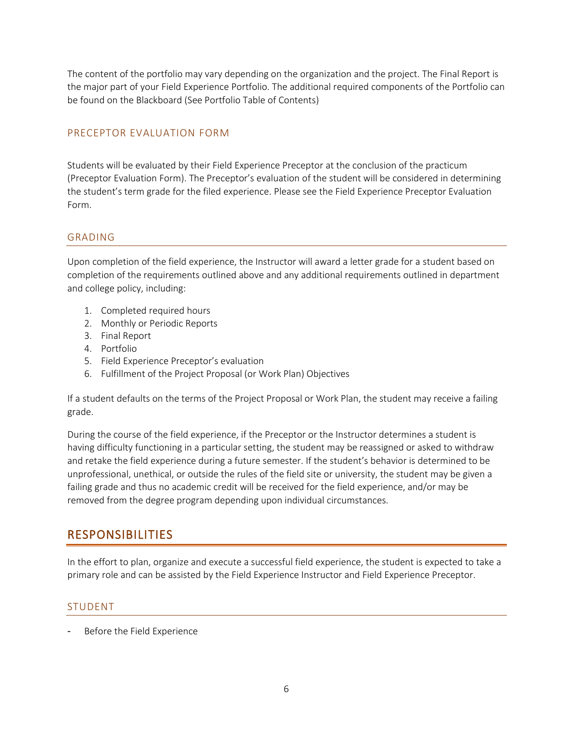The content of the portfolio may vary depending on the organization and the project. The Final Report is the major part of your Field Experience Portfolio. The additional required components of the Portfolio can be found on the Blackboard (See Portfolio Table of Contents)

### PRECEPTOR EVALUATION FORM

Students will be evaluated by their Field Experience Preceptor at the conclusion of the practicum (Preceptor Evaluation Form). The Preceptor's evaluation of the student will be considered in determining the student's term grade for the filed experience. Please see the Field Experience Preceptor Evaluation Form.

### GRADING

Upon completion of the field experience, the Instructor will award a letter grade for a student based on completion of the requirements outlined above and any additional requirements outlined in department and college policy, including:

1. Completed required hours
2. Monthly or Periodic Reports
3. Final Report
4. Portfolio
5. Field Experience Preceptor's evaluation
6. Fulfillment of the Project Proposal (or Work Plan) Objectives

If a student defaults on the terms of the Project Proposal or Work Plan, the student may receive a failing grade.

During the course of the field experience, if the Preceptor or the Instructor determines a student is having difficulty functioning in a particular setting, the student may be reassigned or asked to withdraw and retake the field experience during a future semester. If the student's behavior is determined to be unprofessional, unethical, or outside the rules of the field site or university, the student may be given a failing grade and thus no academic credit will be received for the field experience, and/or may be removed from the degree program depending upon individual circumstances.

## RESPONSIBILITIES

In the effort to plan, organize and execute a successful field experience, the student is expected to take a primary role and can be assisted by the Field Experience Instructor and Field Experience Preceptor.

### STUDENT

- Before the Field Experience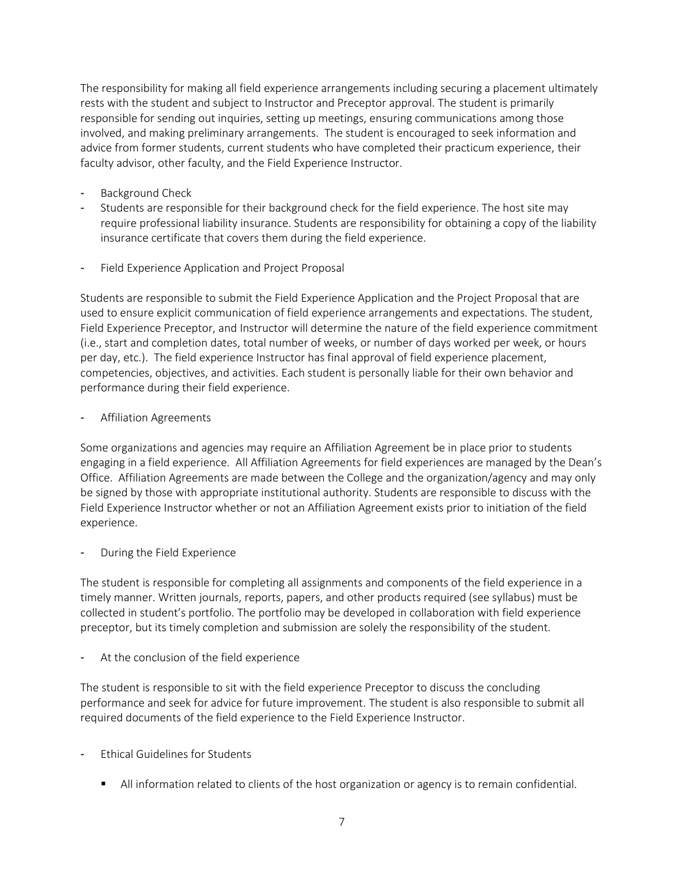The responsibility for making all field experience arrangements including securing a placement ultimately rests with the student and subject to Instructor and Preceptor approval. The student is primarily responsible for sending out inquiries, setting up meetings, ensuring communications among those involved, and making preliminary arrangements. The student is encouraged to seek information and advice from former students, current students who have completed their practicum experience, their faculty advisor, other faculty, and the Field Experience Instructor.

- Background Check
- Students are responsible for their background check for the field experience. The host site may require professional liability insurance. Students are responsibility for obtaining a copy of the liability insurance certificate that covers them during the field experience.

- Field Experience Application and Project Proposal

Students are responsible to submit the Field Experience Application and the Project Proposal that are used to ensure explicit communication of field experience arrangements and expectations. The student, Field Experience Preceptor, and Instructor will determine the nature of the field experience commitment (i.e., start and completion dates, total number of weeks, or number of days worked per week, or hours per day, etc.). The field experience Instructor has final approval of field experience placement, competencies, objectives, and activities. Each student is personally liable for their own behavior and performance during their field experience.

- Affiliation Agreements

Some organizations and agencies may require an Affiliation Agreement be in place prior to students engaging in a field experience. All Affiliation Agreements for field experiences are managed by the Dean's Office. Affiliation Agreements are made between the College and the organization/agency and may only be signed by those with appropriate institutional authority. Students are responsible to discuss with the Field Experience Instructor whether or not an Affiliation Agreement exists prior to initiation of the field experience.

- During the Field Experience

The student is responsible for completing all assignments and components of the field experience in a timely manner. Written journals, reports, papers, and other products required (see syllabus) must be collected in student's portfolio. The portfolio may be developed in collaboration with field experience preceptor, but its timely completion and submission are solely the responsibility of the student.

- At the conclusion of the field experience

The student is responsible to sit with the field experience Preceptor to discuss the concluding performance and seek for advice for future improvement. The student is also responsible to submit all required documents of the field experience to the Field Experience Instructor.

- Ethical Guidelines for Students

    - All information related to clients of the host organization or agency is to remain confidential.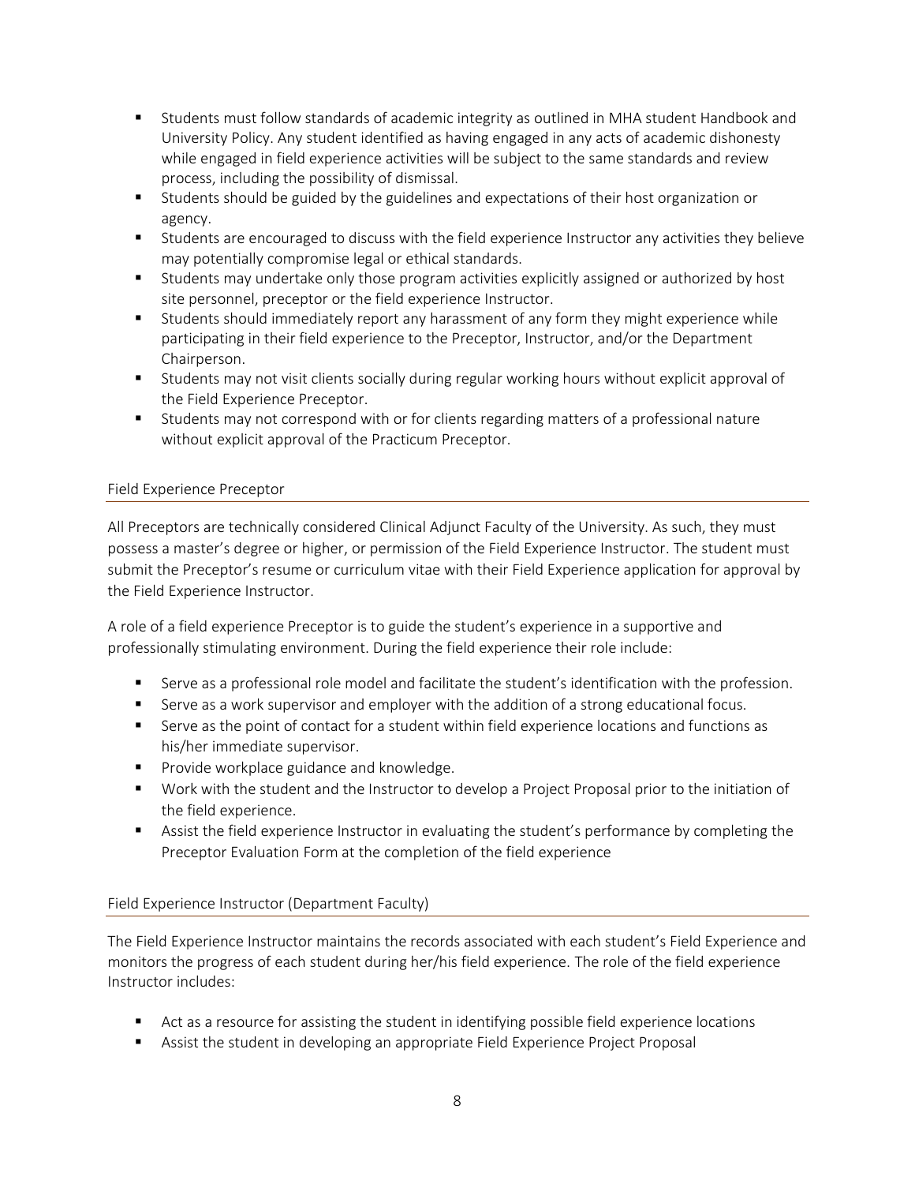- Students must follow standards of academic integrity as outlined in MHA student Handbook and University Policy. Any student identified as having engaged in any acts of academic dishonesty while engaged in field experience activities will be subject to the same standards and review process, including the possibility of dismissal.
- Students should be guided by the guidelines and expectations of their host organization or agency.
- Students are encouraged to discuss with the field experience Instructor any activities they believe may potentially compromise legal or ethical standards.
- Students may undertake only those program activities explicitly assigned or authorized by host site personnel, preceptor or the field experience Instructor.
- Students should immediately report any harassment of any form they might experience while participating in their field experience to the Preceptor, Instructor, and/or the Department Chairperson.
- Students may not visit clients socially during regular working hours without explicit approval of the Field Experience Preceptor.
- Students may not correspond with or for clients regarding matters of a professional nature without explicit approval of the Practicum Preceptor.

### Field Experience Preceptor

All Preceptors are technically considered Clinical Adjunct Faculty of the University. As such, they must possess a master's degree or higher, or permission of the Field Experience Instructor. The student must submit the Preceptor's resume or curriculum vitae with their Field Experience application for approval by the Field Experience Instructor.

A role of a field experience Preceptor is to guide the student's experience in a supportive and professionally stimulating environment. During the field experience their role include:

- Serve as a professional role model and facilitate the student's identification with the profession.
- Serve as a work supervisor and employer with the addition of a strong educational focus.
- Serve as the point of contact for a student within field experience locations and functions as his/her immediate supervisor.
- Provide workplace guidance and knowledge.
- Work with the student and the Instructor to develop a Project Proposal prior to the initiation of the field experience.
- Assist the field experience Instructor in evaluating the student's performance by completing the Preceptor Evaluation Form at the completion of the field experience

### Field Experience Instructor (Department Faculty)

The Field Experience Instructor maintains the records associated with each student's Field Experience and monitors the progress of each student during her/his field experience. The role of the field experience Instructor includes:

- Act as a resource for assisting the student in identifying possible field experience locations
- Assist the student in developing an appropriate Field Experience Project Proposal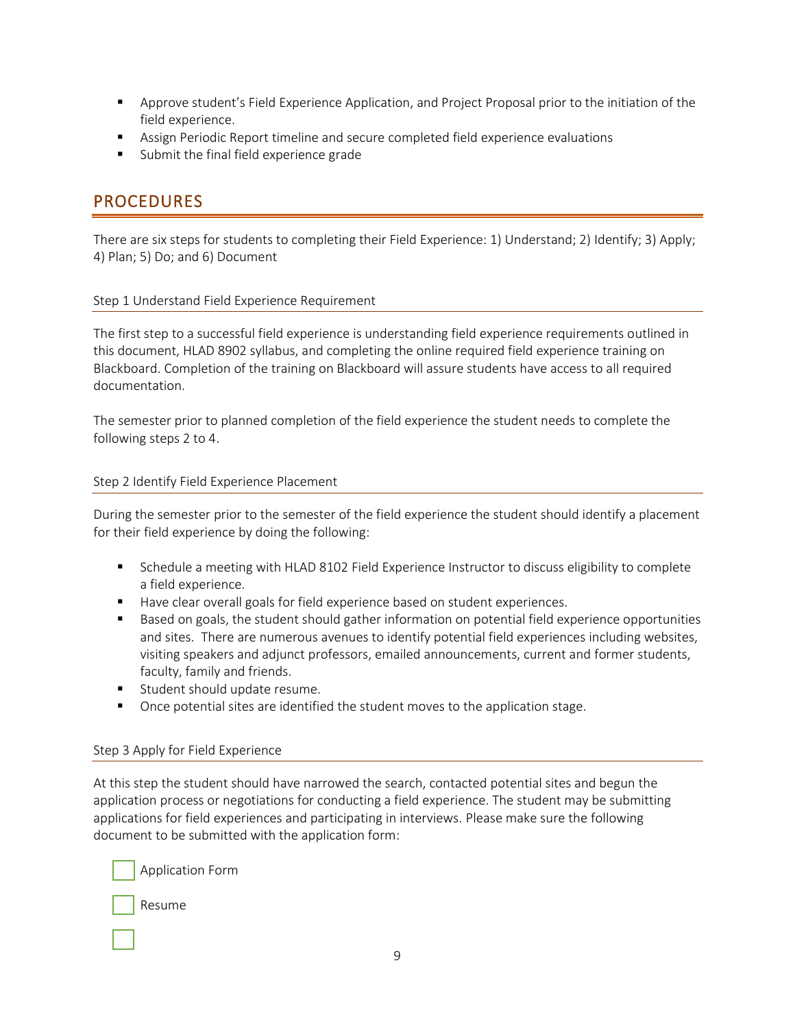- Approve student's Field Experience Application, and Project Proposal prior to the initiation of the field experience.
- Assign Periodic Report timeline and secure completed field experience evaluations
- Submit the final field experience grade

## PROCEDURES

There are six steps for students to completing their Field Experience: 1) Understand; 2) Identify; 3) Apply; 4) Plan; 5) Do; and 6) Document

### Step 1 Understand Field Experience Requirement

The first step to a successful field experience is understanding field experience requirements outlined in this document, HLAD 8902 syllabus, and completing the online required field experience training on Blackboard. Completion of the training on Blackboard will assure students have access to all required documentation.

The semester prior to planned completion of the field experience the student needs to complete the following steps 2 to 4.

### Step 2 Identify Field Experience Placement

During the semester prior to the semester of the field experience the student should identify a placement for their field experience by doing the following:

- Schedule a meeting with HLAD 8102 Field Experience Instructor to discuss eligibility to complete a field experience.
- Have clear overall goals for field experience based on student experiences.
- Based on goals, the student should gather information on potential field experience opportunities and sites. There are numerous avenues to identify potential field experiences including websites, visiting speakers and adjunct professors, emailed announcements, current and former students, faculty, family and friends.
- Student should update resume.
- Once potential sites are identified the student moves to the application stage.

### Step 3 Apply for Field Experience

At this step the student should have narrowed the search, contacted potential sites and begun the application process or negotiations for conducting a field experience. The student may be submitting applications for field experiences and participating in interviews. Please make sure the following document to be submitted with the application form:

- [ ] Application Form
- [ ] Resume
- [ ]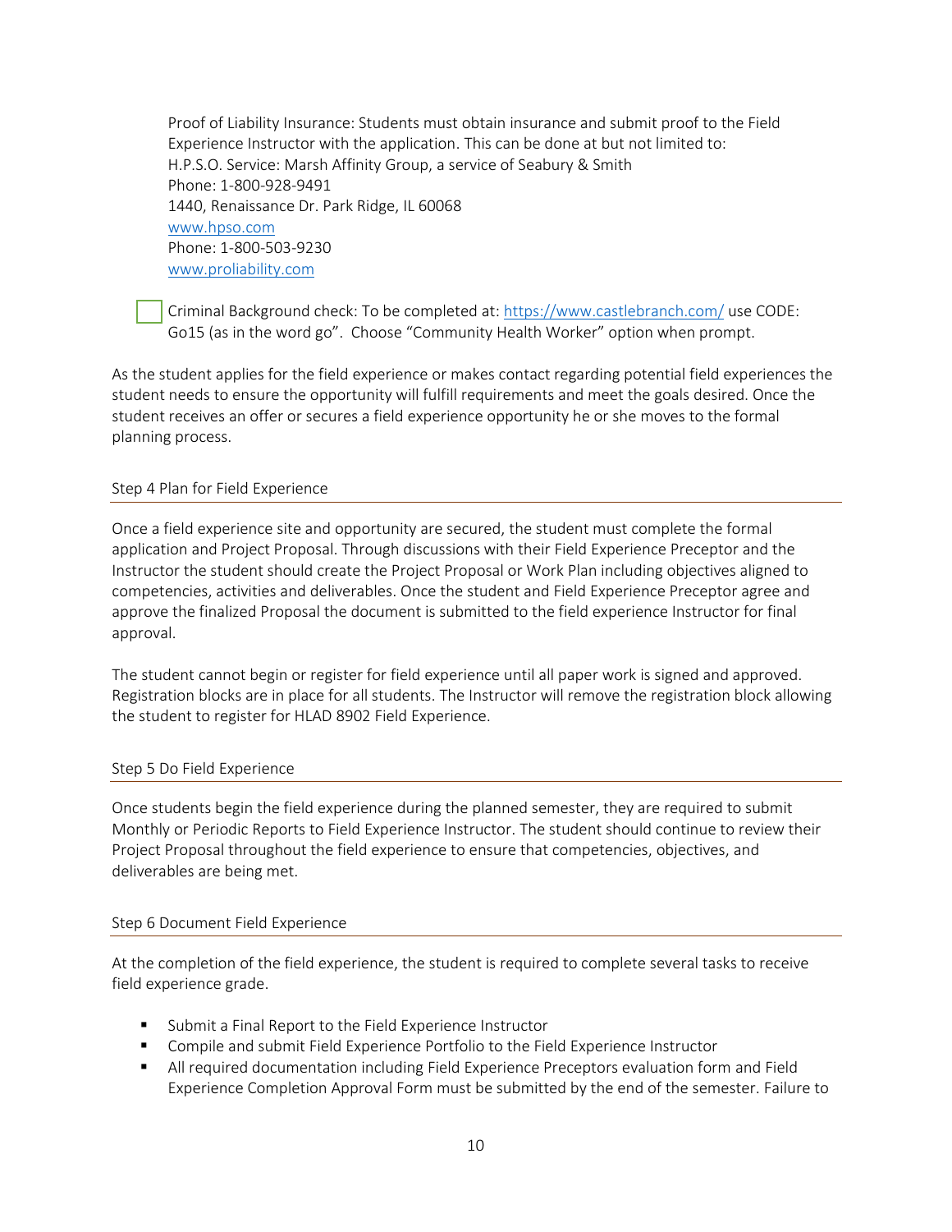Proof of Liability Insurance: Students must obtain insurance and submit proof to the Field Experience Instructor with the application. This can be done at but not limited to:
H.P.S.O. Service: Marsh Affinity Group, a service of Seabury & Smith
Phone: 1-800-928-9491
1440, Renaissance Dr. Park Ridge, IL 60068
www.hpso.com
Phone: 1-800-503-9230
www.proliability.com

- [ ] Criminal Background check: To be completed at: https://www.castlebranch.com/ use CODE: Go15 (as in the word go". Choose "Community Health Worker" option when prompt.

As the student applies for the field experience or makes contact regarding potential field experiences the student needs to ensure the opportunity will fulfill requirements and meet the goals desired. Once the student receives an offer or secures a field experience opportunity he or she moves to the formal planning process.

## Step 4 Plan for Field Experience

Once a field experience site and opportunity are secured, the student must complete the formal application and Project Proposal. Through discussions with their Field Experience Preceptor and the Instructor the student should create the Project Proposal or Work Plan including objectives aligned to competencies, activities and deliverables. Once the student and Field Experience Preceptor agree and approve the finalized Proposal the document is submitted to the field experience Instructor for final approval.

The student cannot begin or register for field experience until all paper work is signed and approved. Registration blocks are in place for all students. The Instructor will remove the registration block allowing the student to register for HLAD 8902 Field Experience.

## Step 5 Do Field Experience

Once students begin the field experience during the planned semester, they are required to submit Monthly or Periodic Reports to Field Experience Instructor. The student should continue to review their Project Proposal throughout the field experience to ensure that competencies, objectives, and deliverables are being met.

## Step 6 Document Field Experience

At the completion of the field experience, the student is required to complete several tasks to receive field experience grade.

- Submit a Final Report to the Field Experience Instructor
- Compile and submit Field Experience Portfolio to the Field Experience Instructor
- All required documentation including Field Experience Preceptors evaluation form and Field Experience Completion Approval Form must be submitted by the end of the semester. Failure to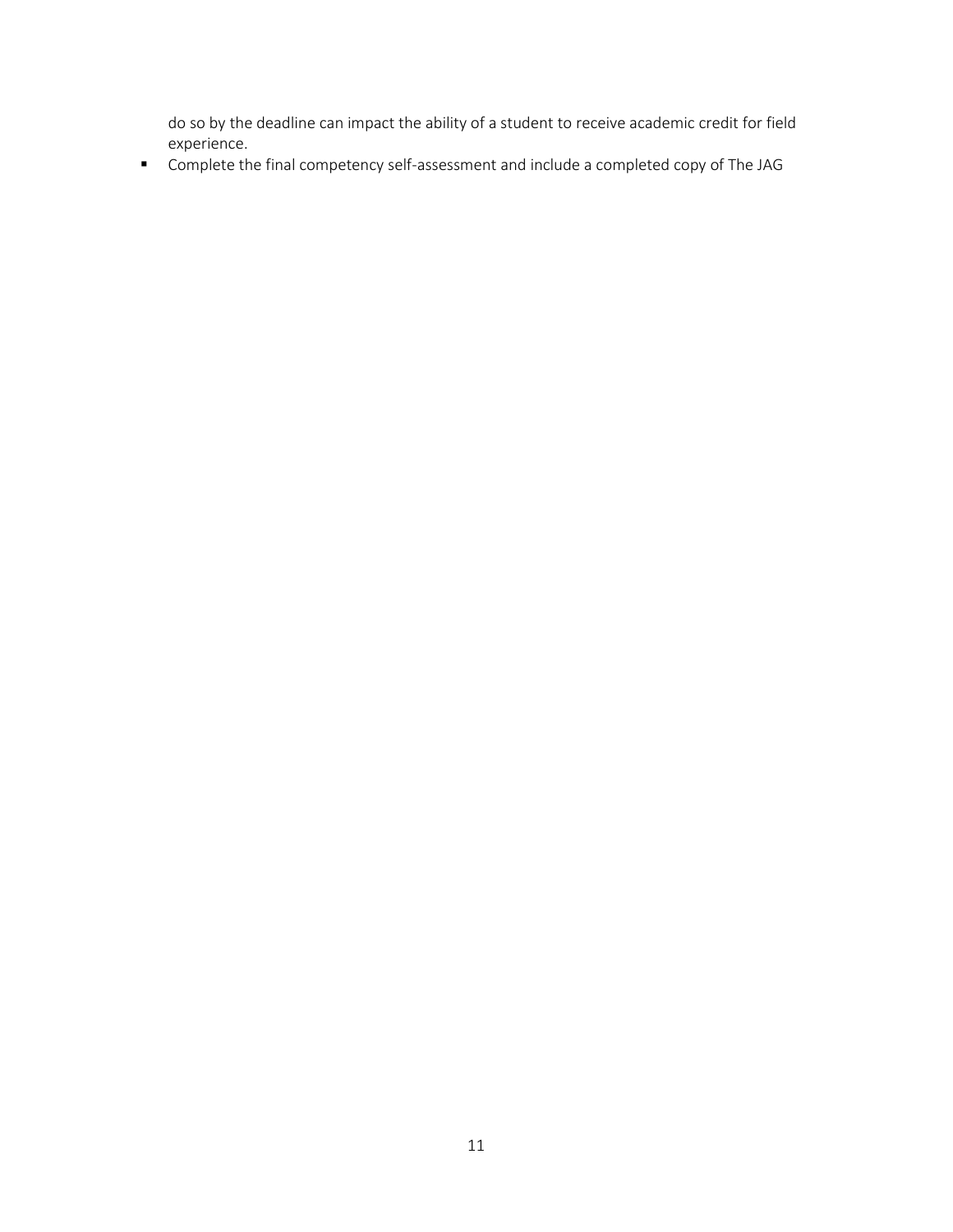do so by the deadline can impact the ability of a student to receive academic credit for field experience.

- Complete the final competency self-assessment and include a completed copy of The JAG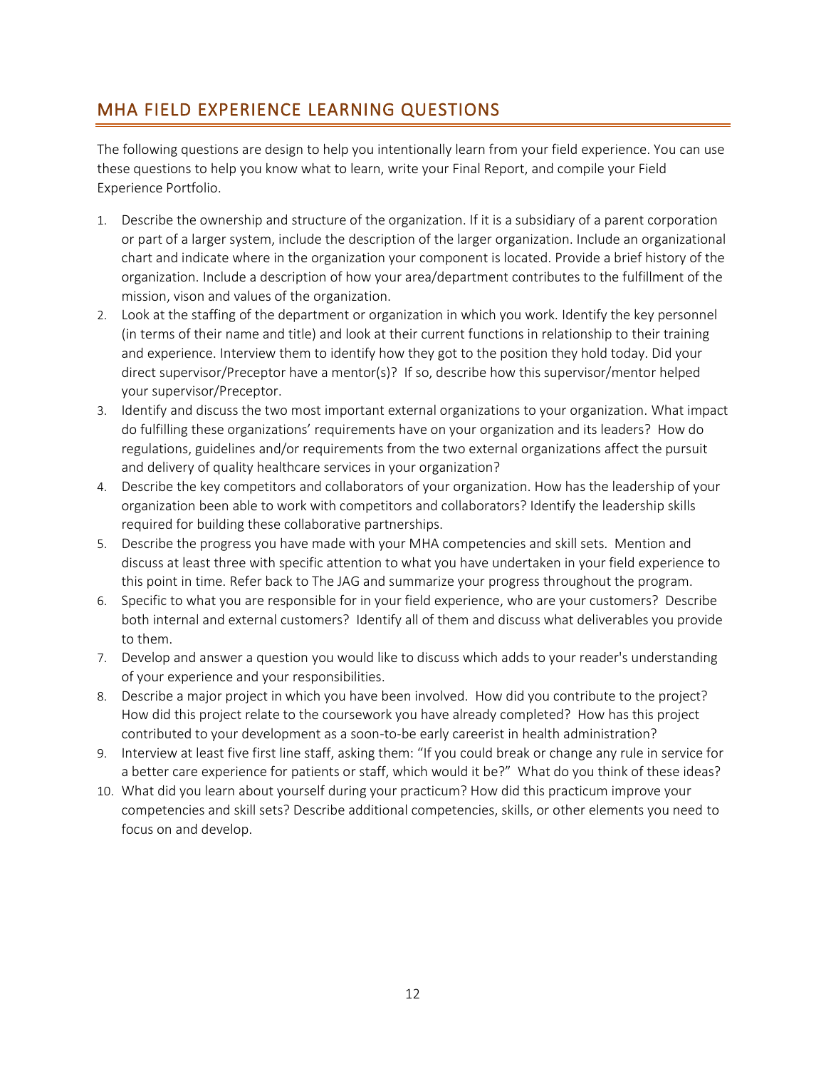## MHA FIELD EXPERIENCE LEARNING QUESTIONS

The following questions are design to help you intentionally learn from your field experience. You can use these questions to help you know what to learn, write your Final Report, and compile your Field Experience Portfolio.

1. Describe the ownership and structure of the organization. If it is a subsidiary of a parent corporation or part of a larger system, include the description of the larger organization. Include an organizational chart and indicate where in the organization your component is located. Provide a brief history of the organization. Include a description of how your area/department contributes to the fulfillment of the mission, vison and values of the organization.
2. Look at the staffing of the department or organization in which you work. Identify the key personnel (in terms of their name and title) and look at their current functions in relationship to their training and experience. Interview them to identify how they got to the position they hold today. Did your direct supervisor/Preceptor have a mentor(s)? If so, describe how this supervisor/mentor helped your supervisor/Preceptor.
3. Identify and discuss the two most important external organizations to your organization. What impact do fulfilling these organizations' requirements have on your organization and its leaders? How do regulations, guidelines and/or requirements from the two external organizations affect the pursuit and delivery of quality healthcare services in your organization?
4. Describe the key competitors and collaborators of your organization. How has the leadership of your organization been able to work with competitors and collaborators? Identify the leadership skills required for building these collaborative partnerships.
5. Describe the progress you have made with your MHA competencies and skill sets. Mention and discuss at least three with specific attention to what you have undertaken in your field experience to this point in time. Refer back to The JAG and summarize your progress throughout the program.
6. Specific to what you are responsible for in your field experience, who are your customers? Describe both internal and external customers? Identify all of them and discuss what deliverables you provide to them.
7. Develop and answer a question you would like to discuss which adds to your reader's understanding of your experience and your responsibilities.
8. Describe a major project in which you have been involved. How did you contribute to the project? How did this project relate to the coursework you have already completed? How has this project contributed to your development as a soon-to-be early careerist in health administration?
9. Interview at least five first line staff, asking them: "If you could break or change any rule in service for a better care experience for patients or staff, which would it be?" What do you think of these ideas?
10. What did you learn about yourself during your practicum? How did this practicum improve your competencies and skill sets? Describe additional competencies, skills, or other elements you need to focus on and develop.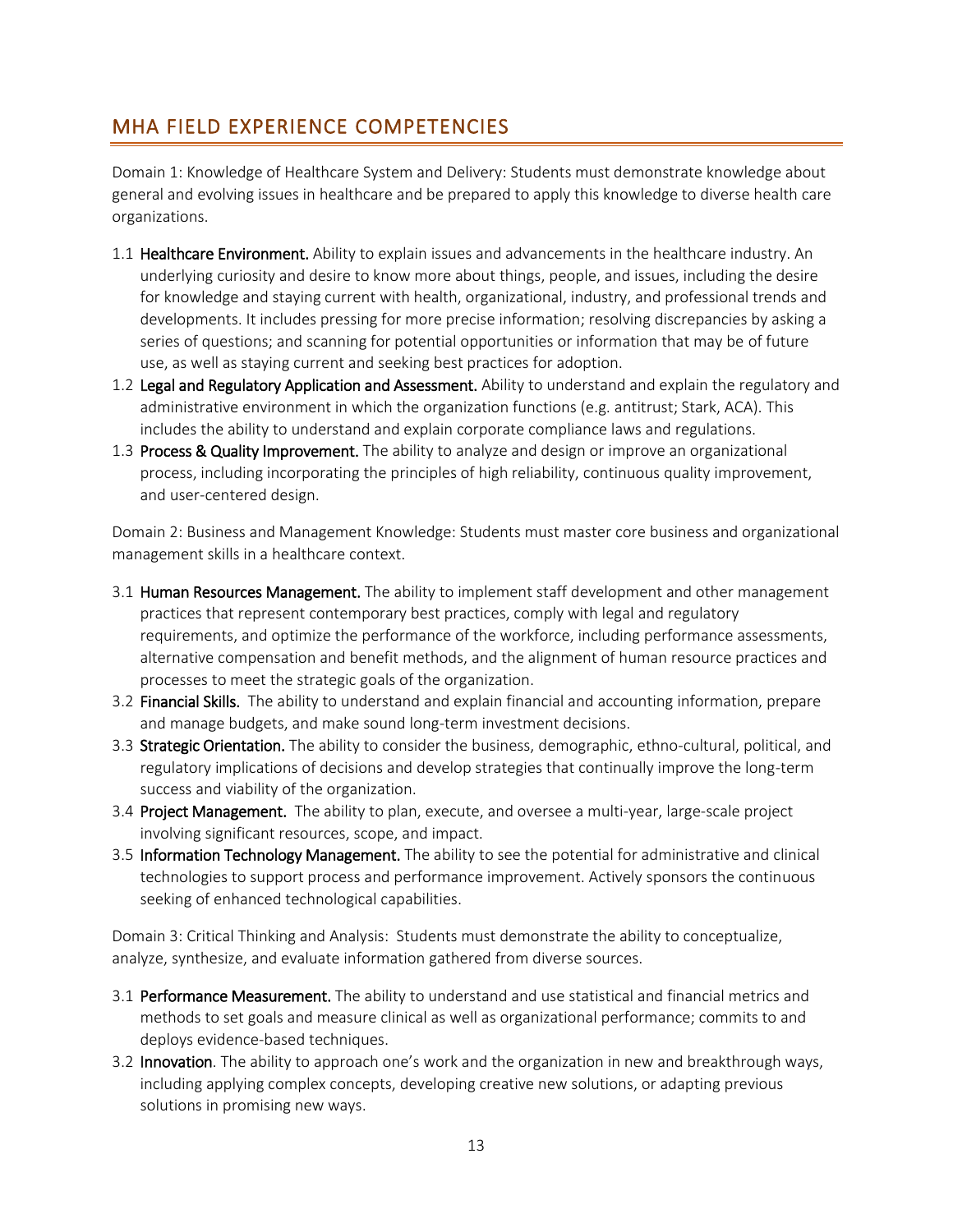## MHA FIELD EXPERIENCE COMPETENCIES

Domain 1: Knowledge of Healthcare System and Delivery: Students must demonstrate knowledge about general and evolving issues in healthcare and be prepared to apply this knowledge to diverse health care organizations.

1.1 **Healthcare Environment.** Ability to explain issues and advancements in the healthcare industry. An underlying curiosity and desire to know more about things, people, and issues, including the desire for knowledge and staying current with health, organizational, industry, and professional trends and developments. It includes pressing for more precise information; resolving discrepancies by asking a series of questions; and scanning for potential opportunities or information that may be of future use, as well as staying current and seeking best practices for adoption.

1.2 **Legal and Regulatory Application and Assessment.** Ability to understand and explain the regulatory and administrative environment in which the organization functions (e.g. antitrust; Stark, ACA). This includes the ability to understand and explain corporate compliance laws and regulations.

1.3 **Process & Quality Improvement.** The ability to analyze and design or improve an organizational process, including incorporating the principles of high reliability, continuous quality improvement, and user-centered design.

Domain 2: Business and Management Knowledge: Students must master core business and organizational management skills in a healthcare context.

3.1 **Human Resources Management.** The ability to implement staff development and other management practices that represent contemporary best practices, comply with legal and regulatory requirements, and optimize the performance of the workforce, including performance assessments, alternative compensation and benefit methods, and the alignment of human resource practices and processes to meet the strategic goals of the organization.

3.2 **Financial Skills.** The ability to understand and explain financial and accounting information, prepare and manage budgets, and make sound long-term investment decisions.

3.3 **Strategic Orientation.** The ability to consider the business, demographic, ethno-cultural, political, and regulatory implications of decisions and develop strategies that continually improve the long-term success and viability of the organization.

3.4 **Project Management.** The ability to plan, execute, and oversee a multi-year, large-scale project involving significant resources, scope, and impact.

3.5 **Information Technology Management.** The ability to see the potential for administrative and clinical technologies to support process and performance improvement. Actively sponsors the continuous seeking of enhanced technological capabilities.

Domain 3: Critical Thinking and Analysis: Students must demonstrate the ability to conceptualize, analyze, synthesize, and evaluate information gathered from diverse sources.

3.1 **Performance Measurement.** The ability to understand and use statistical and financial metrics and methods to set goals and measure clinical as well as organizational performance; commits to and deploys evidence-based techniques.

3.2 **Innovation**. The ability to approach one's work and the organization in new and breakthrough ways, including applying complex concepts, developing creative new solutions, or adapting previous solutions in promising new ways.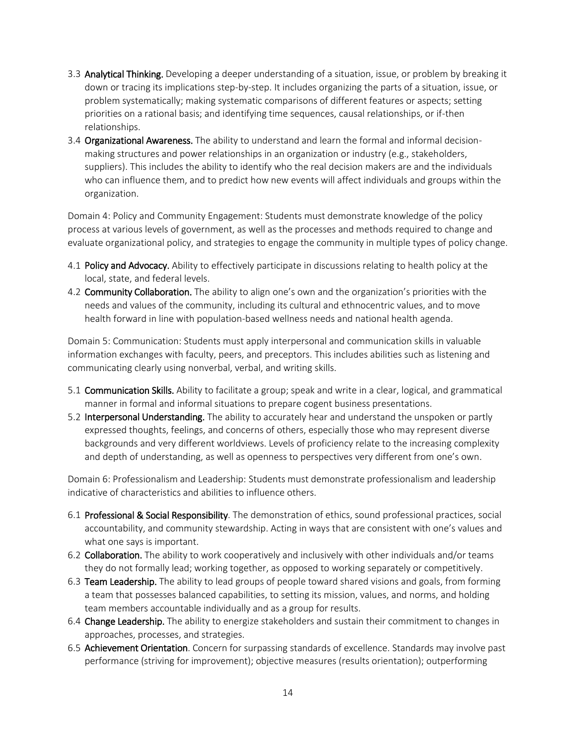3.3 **Analytical Thinking.** Developing a deeper understanding of a situation, issue, or problem by breaking it down or tracing its implications step-by-step. It includes organizing the parts of a situation, issue, or problem systematically; making systematic comparisons of different features or aspects; setting priorities on a rational basis; and identifying time sequences, causal relationships, or if-then relationships.

3.4 **Organizational Awareness.** The ability to understand and learn the formal and informal decision-making structures and power relationships in an organization or industry (e.g., stakeholders, suppliers). This includes the ability to identify who the real decision makers are and the individuals who can influence them, and to predict how new events will affect individuals and groups within the organization.

Domain 4: Policy and Community Engagement: Students must demonstrate knowledge of the policy process at various levels of government, as well as the processes and methods required to change and evaluate organizational policy, and strategies to engage the community in multiple types of policy change.

4.1 **Policy and Advocacy.** Ability to effectively participate in discussions relating to health policy at the local, state, and federal levels.

4.2 **Community Collaboration.** The ability to align one's own and the organization's priorities with the needs and values of the community, including its cultural and ethnocentric values, and to move health forward in line with population-based wellness needs and national health agenda.

Domain 5: Communication: Students must apply interpersonal and communication skills in valuable information exchanges with faculty, peers, and preceptors. This includes abilities such as listening and communicating clearly using nonverbal, verbal, and writing skills.

5.1 **Communication Skills.** Ability to facilitate a group; speak and write in a clear, logical, and grammatical manner in formal and informal situations to prepare cogent business presentations.

5.2 **Interpersonal Understanding.** The ability to accurately hear and understand the unspoken or partly expressed thoughts, feelings, and concerns of others, especially those who may represent diverse backgrounds and very different worldviews. Levels of proficiency relate to the increasing complexity and depth of understanding, as well as openness to perspectives very different from one's own.

Domain 6: Professionalism and Leadership: Students must demonstrate professionalism and leadership indicative of characteristics and abilities to influence others.

6.1 **Professional & Social Responsibility**. The demonstration of ethics, sound professional practices, social accountability, and community stewardship. Acting in ways that are consistent with one's values and what one says is important.

6.2 **Collaboration.** The ability to work cooperatively and inclusively with other individuals and/or teams they do not formally lead; working together, as opposed to working separately or competitively.

6.3 **Team Leadership.** The ability to lead groups of people toward shared visions and goals, from forming a team that possesses balanced capabilities, to setting its mission, values, and norms, and holding team members accountable individually and as a group for results.

6.4 **Change Leadership.** The ability to energize stakeholders and sustain their commitment to changes in approaches, processes, and strategies.

6.5 **Achievement Orientation**. Concern for surpassing standards of excellence. Standards may involve past performance (striving for improvement); objective measures (results orientation); outperforming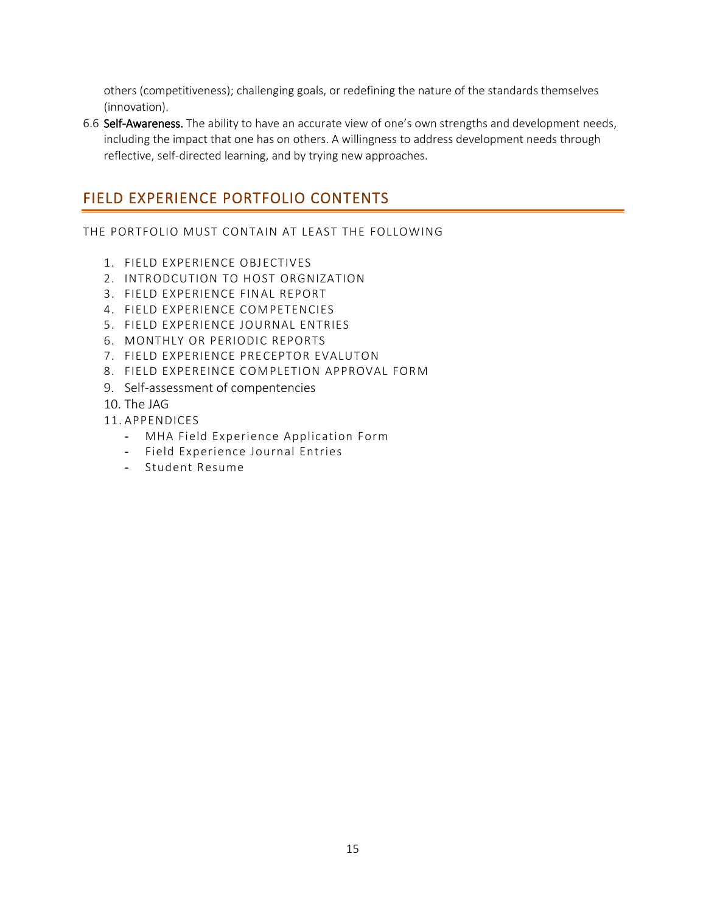others (competitiveness); challenging goals, or redefining the nature of the standards themselves (innovation).

6.6 **Self-Awareness.** The ability to have an accurate view of one's own strengths and development needs, including the impact that one has on others. A willingness to address development needs through reflective, self-directed learning, and by trying new approaches.

## FIELD EXPERIENCE PORTFOLIO CONTENTS

THE PORTFOLIO MUST CONTAIN AT LEAST THE FOLLOWING

1. FIELD EXPERIENCE OBJECTIVES
2. INTRODCUTION TO HOST ORGNIZATION
3. FIELD EXPERIENCE FINAL REPORT
4. FIELD EXPERIENCE COMPETENCIES
5. FIELD EXPERIENCE JOURNAL ENTRIES
6. MONTHLY OR PERIODIC REPORTS
7. FIELD EXPERIENCE PRECEPTOR EVALUTON
8. FIELD EXPEREINCE COMPLETION APPROVAL FORM
9. Self-assessment of compentencies
10. The JAG
11. APPENDICES
    - MHA Field Experience Application Form
    - Field Experience Journal Entries
    - Student Resume